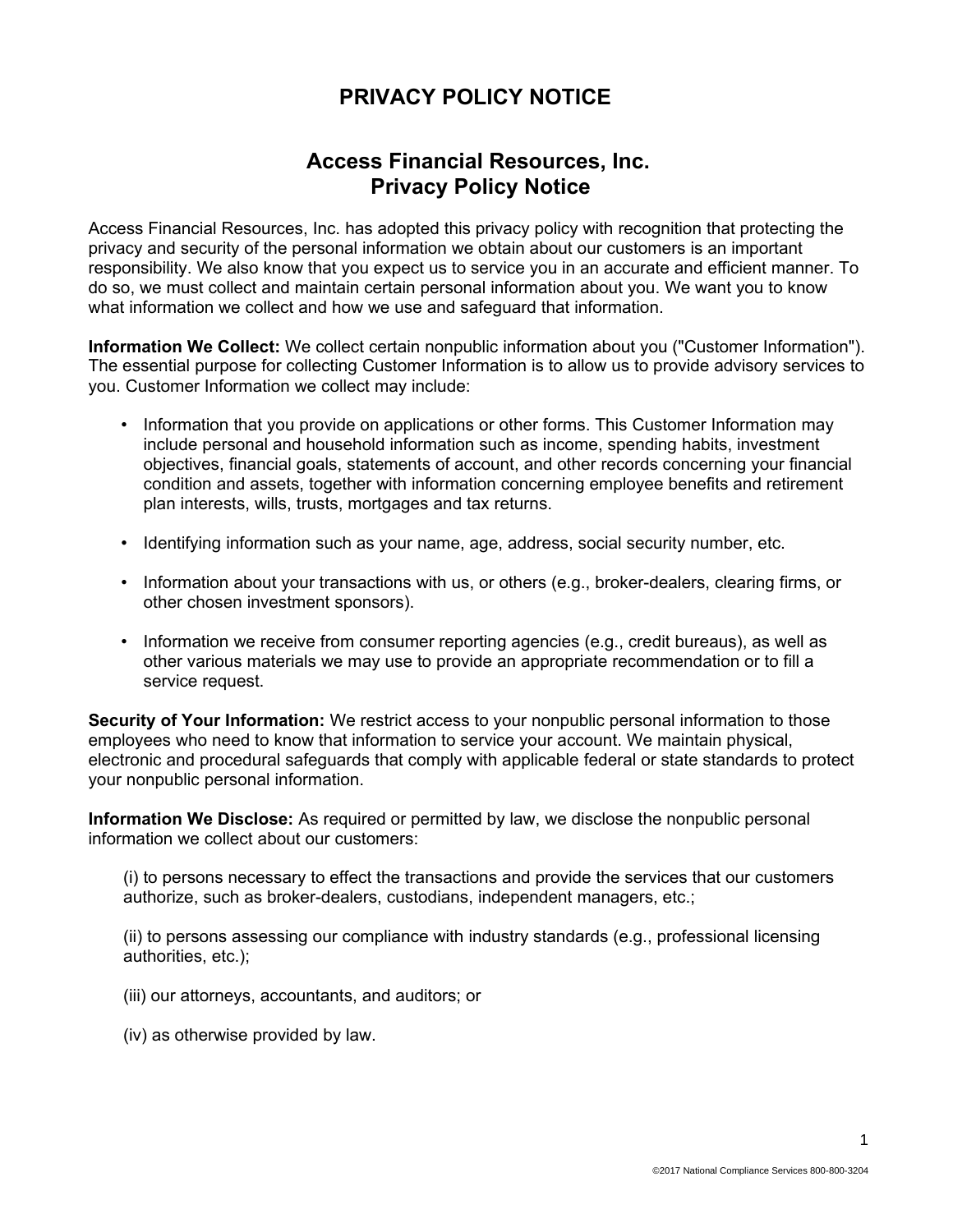# PRIVACY POLICY NOTICE

## Access Financial Resources, Inc.
## Privacy Policy Notice

Access Financial Resources, Inc. has adopted this privacy policy with recognition that protecting the privacy and security of the personal information we obtain about our customers is an important responsibility. We also know that you expect us to service you in an accurate and efficient manner. To do so, we must collect and maintain certain personal information about you. We want you to know what information we collect and how we use and safeguard that information.

**Information We Collect:** We collect certain nonpublic information about you ("Customer Information"). The essential purpose for collecting Customer Information is to allow us to provide advisory services to you. Customer Information we collect may include:

- Information that you provide on applications or other forms. This Customer Information may include personal and household information such as income, spending habits, investment objectives, financial goals, statements of account, and other records concerning your financial condition and assets, together with information concerning employee benefits and retirement plan interests, wills, trusts, mortgages and tax returns.
- Identifying information such as your name, age, address, social security number, etc.
- Information about your transactions with us, or others (e.g., broker-dealers, clearing firms, or other chosen investment sponsors).
- Information we receive from consumer reporting agencies (e.g., credit bureaus), as well as other various materials we may use to provide an appropriate recommendation or to fill a service request.

**Security of Your Information:** We restrict access to your nonpublic personal information to those employees who need to know that information to service your account. We maintain physical, electronic and procedural safeguards that comply with applicable federal or state standards to protect your nonpublic personal information.

**Information We Disclose:** As required or permitted by law, we disclose the nonpublic personal information we collect about our customers:

(i) to persons necessary to effect the transactions and provide the services that our customers authorize, such as broker-dealers, custodians, independent managers, etc.;

(ii) to persons assessing our compliance with industry standards (e.g., professional licensing authorities, etc.);

(iii) our attorneys, accountants, and auditors; or

(iv) as otherwise provided by law.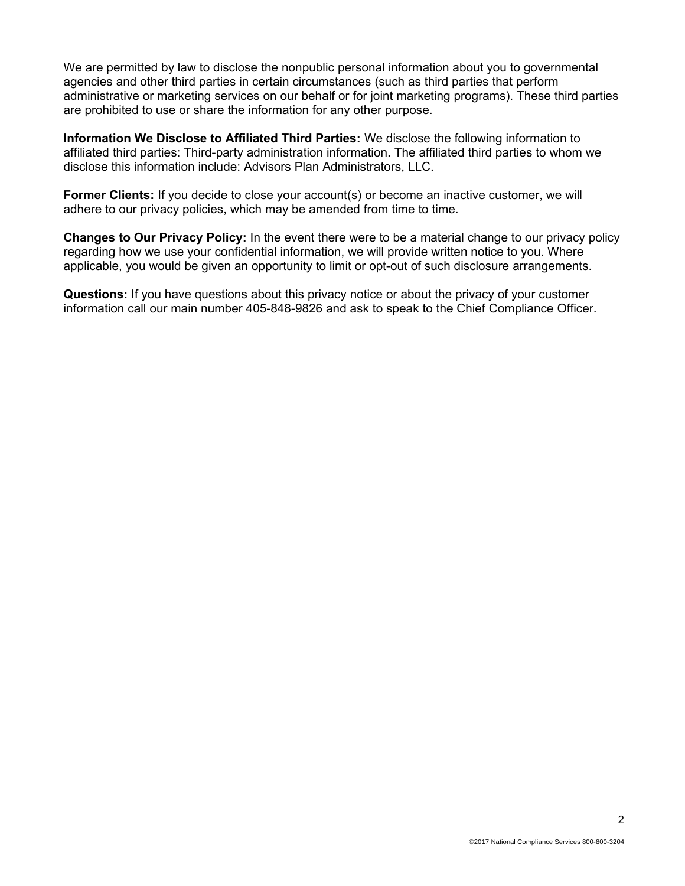We are permitted by law to disclose the nonpublic personal information about you to governmental agencies and other third parties in certain circumstances (such as third parties that perform administrative or marketing services on our behalf or for joint marketing programs). These third parties are prohibited to use or share the information for any other purpose.

**Information We Disclose to Affiliated Third Parties:** We disclose the following information to affiliated third parties: Third-party administration information. The affiliated third parties to whom we disclose this information include: Advisors Plan Administrators, LLC.

**Former Clients:** If you decide to close your account(s) or become an inactive customer, we will adhere to our privacy policies, which may be amended from time to time.

**Changes to Our Privacy Policy:** In the event there were to be a material change to our privacy policy regarding how we use your confidential information, we will provide written notice to you. Where applicable, you would be given an opportunity to limit or opt-out of such disclosure arrangements.

**Questions:** If you have questions about this privacy notice or about the privacy of your customer information call our main number 405-848-9826 and ask to speak to the Chief Compliance Officer.